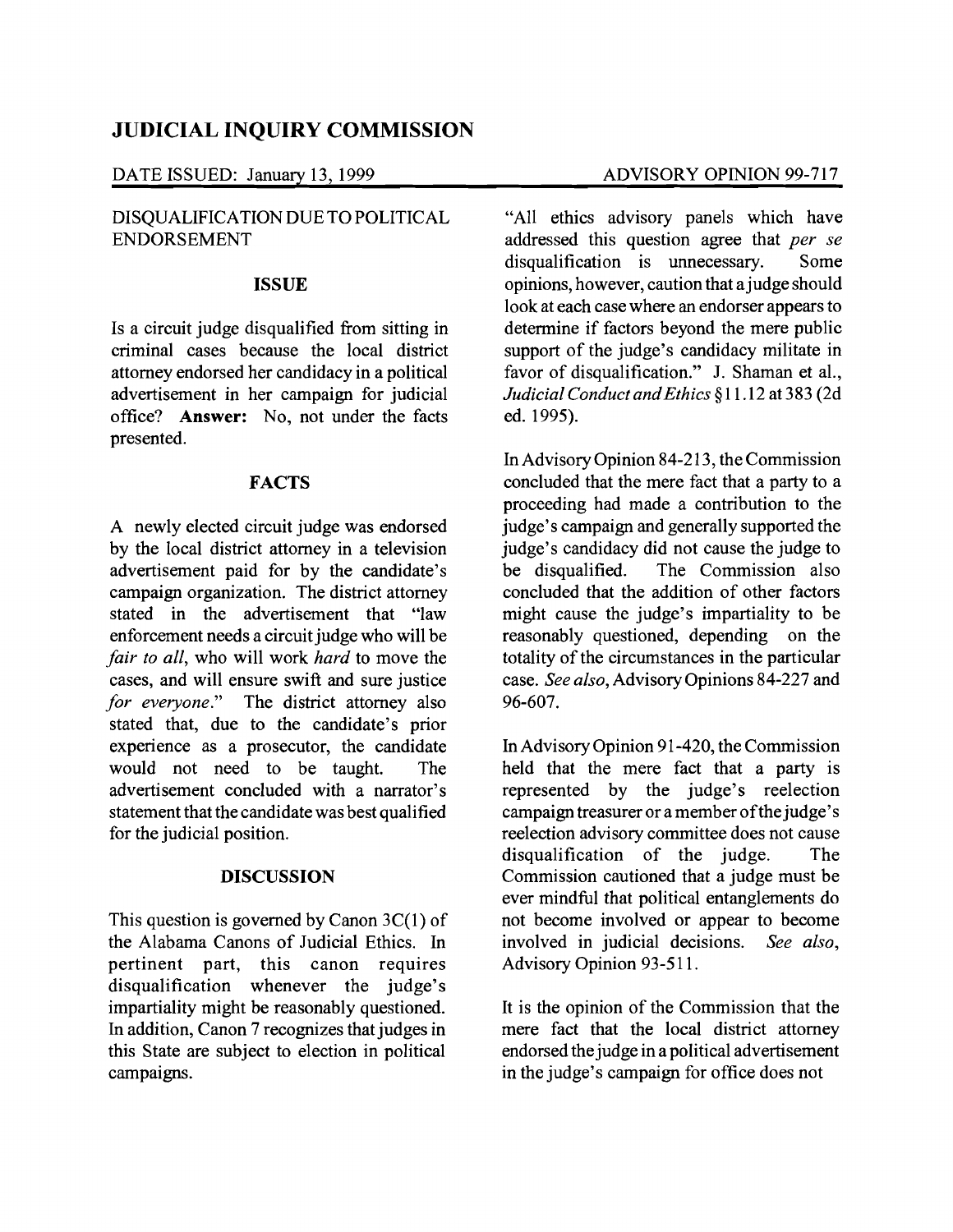# JUDICIAL INQUIRY COMMISSION

DATE ISSUED: January 13, 1999

ADVISORY OPINION 99-717

DISQUALIFICATION DUE TO POLITICAL ENDORSEMENT

## ISSUE

Is a circuit judge disqualified from sitting in criminal cases because the local district attorney endorsed her candidacy in a political advertisement in her campaign for judicial office? **Answer:** No, not under the facts presented.

## FACTS

A newly elected circuit judge was endorsed by the local district attorney in a television advertisement paid for by the candidate's campaign organization. The district attorney stated in the advertisement that "law enforcement needs a circuit judge who will be *fair to all*, who will work *hard* to move the cases, and will ensure swift and sure justice *for everyone*." The district attorney also stated that, due to the candidate's prior experience as a prosecutor, the candidate would not need to be taught. The advertisement concluded with a narrator's statement that the candidate was best qualified for the judicial position.

## DISCUSSION

This question is governed by Canon 3C(1) of the Alabama Canons of Judicial Ethics. In pertinent part, this canon requires disqualification whenever the judge's impartiality might be reasonably questioned. In addition, Canon 7 recognizes that judges in this State are subject to election in political campaigns.

"All ethics advisory panels which have addressed this question agree that *per se* disqualification is unnecessary. Some opinions, however, caution that a judge should look at each case where an endorser appears to determine if factors beyond the mere public support of the judge's candidacy militate in favor of disqualification." J. Shaman et al., *Judicial Conduct and Ethics* §11.12 at 383 (2d ed. 1995).

In Advisory Opinion 84-213, the Commission concluded that the mere fact that a party to a proceeding had made a contribution to the judge's campaign and generally supported the judge's candidacy did not cause the judge to be disqualified. The Commission also concluded that the addition of other factors might cause the judge's impartiality to be reasonably questioned, depending on the totality of the circumstances in the particular case. *See also*, Advisory Opinions 84-227 and 96-607.

In Advisory Opinion 91-420, the Commission held that the mere fact that a party is represented by the judge's reelection campaign treasurer or a member of the judge's reelection advisory committee does not cause disqualification of the judge. The Commission cautioned that a judge must be ever mindful that political entanglements do not become involved or appear to become involved in judicial decisions. *See also*, Advisory Opinion 93-511.

It is the opinion of the Commission that the mere fact that the local district attorney endorsed the judge in a political advertisement in the judge's campaign for office does not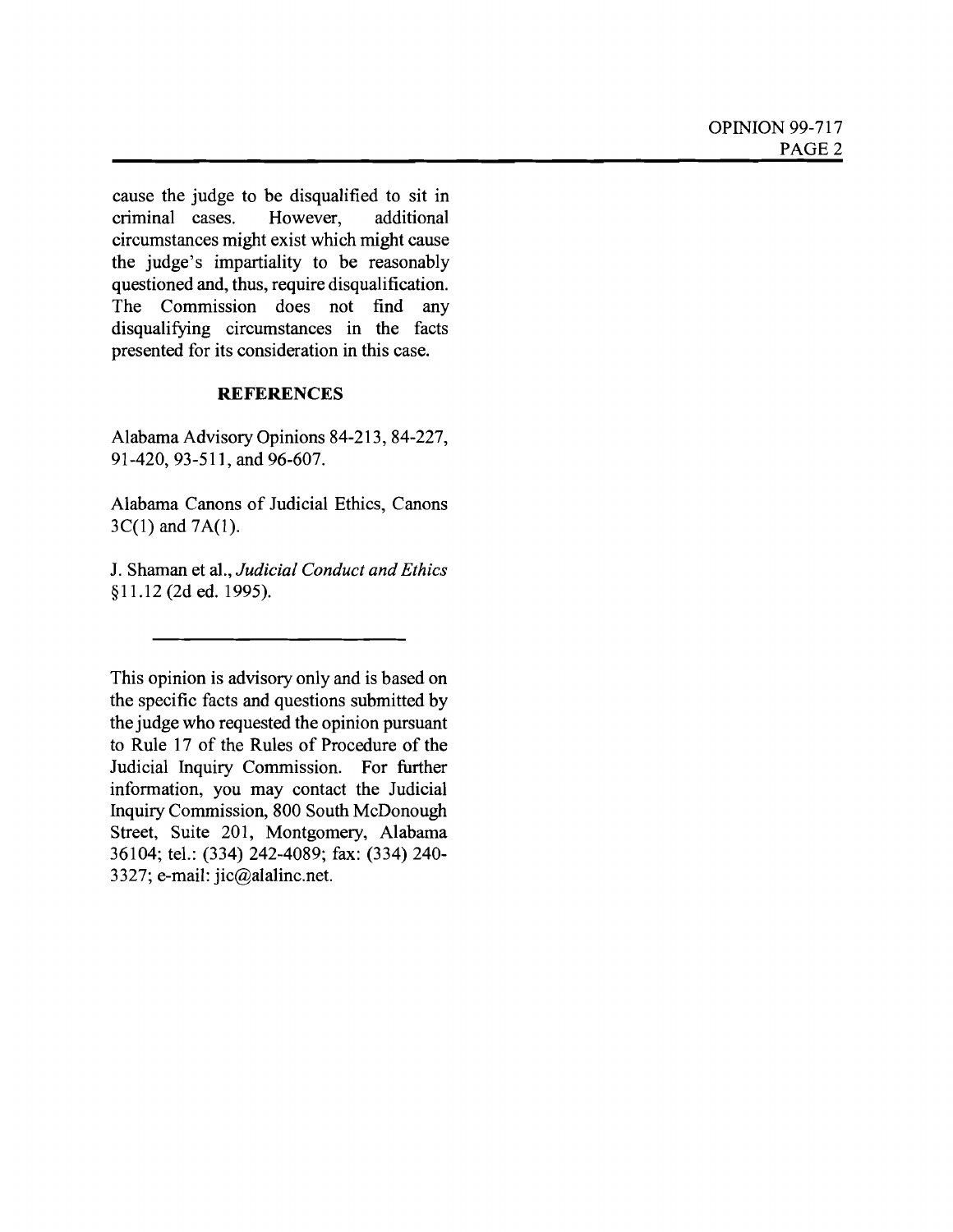cause the judge to be disqualified to sit in criminal cases. However, additional circumstances might exist which might cause the judge's impartiality to be reasonably questioned and, thus, require disqualification. The Commission does not find any disqualifying circumstances in the facts presented for its consideration in this case.

## REFERENCES

Alabama Advisory Opinions 84-213, 84-227, 91-420, 93-511, and 96-607.

Alabama Canons of Judicial Ethics, Canons 3C(1) and 7A(1).

J. Shaman et al., *Judicial Conduct and Ethics* §11.12 (2d ed. 1995).

---

This opinion is advisory only and is based on the specific facts and questions submitted by the judge who requested the opinion pursuant to Rule 17 of the Rules of Procedure of the Judicial Inquiry Commission. For further information, you may contact the Judicial Inquiry Commission, 800 South McDonough Street, Suite 201, Montgomery, Alabama 36104; tel.: (334) 242-4089; fax: (334) 240-3327; e-mail: jic@alalinc.net.